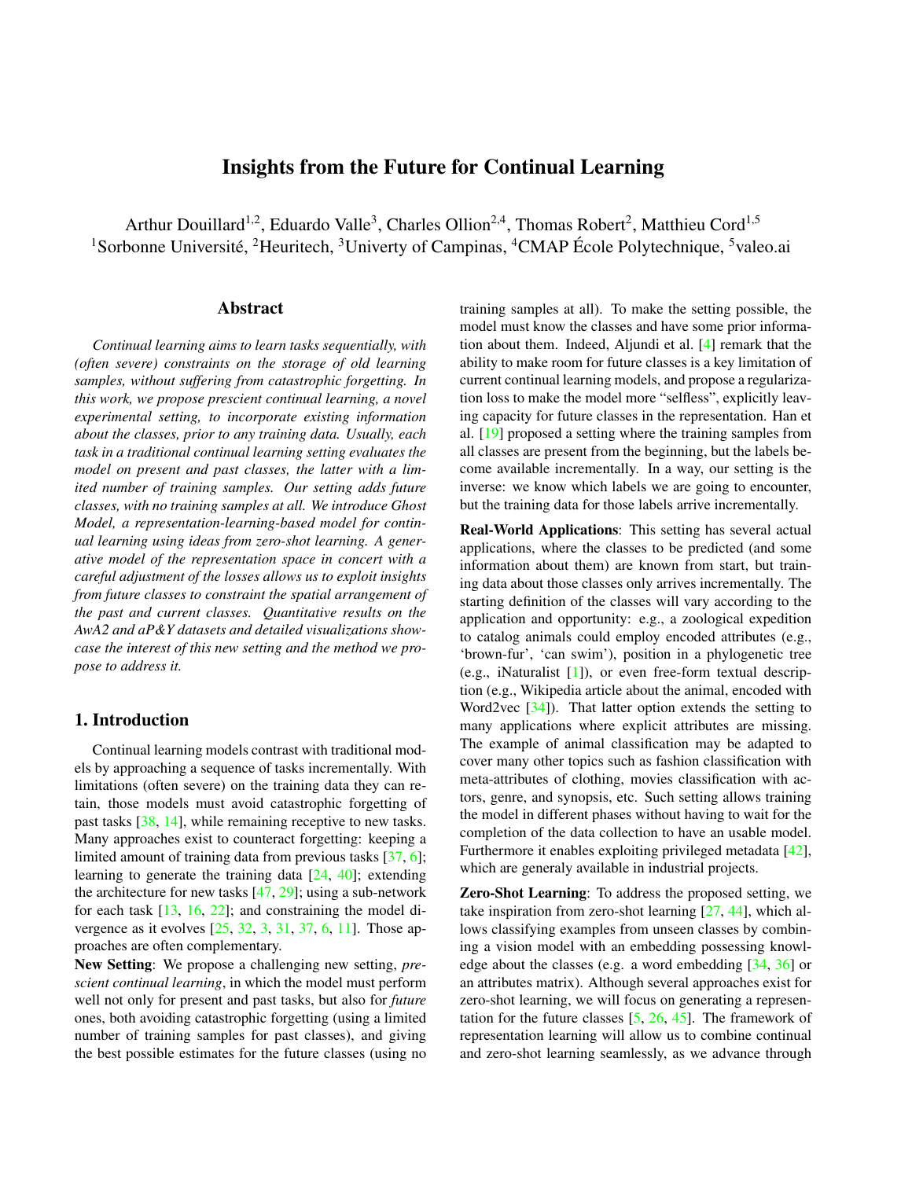# Insights from the Future for Continual Learning

Arthur Douillard[1,2], Eduardo Valle[3], Charles Ollion[2,4], Thomas Robert[2], Matthieu Cord[1,5]
[1]Sorbonne Université, [2]Heuritech, [3]Univerty of Campinas, [4]CMAP École Polytechnique, [5]valeo.ai

## Abstract

*Continual learning aims to learn tasks sequentially, with (often severe) constraints on the storage of old learning samples, without suffering from catastrophic forgetting. In this work, we propose prescient continual learning, a novel experimental setting, to incorporate existing information about the classes, prior to any training data. Usually, each task in a traditional continual learning setting evaluates the model on present and past classes, the latter with a limited number of training samples. Our setting adds future classes, with no training samples at all. We introduce Ghost Model, a representation-learning-based model for continual learning using ideas from zero-shot learning. A generative model of the representation space in concert with a careful adjustment of the losses allows us to exploit insights from future classes to constraint the spatial arrangement of the past and current classes. Quantitative results on the AwA2 and aP&Y datasets and detailed visualizations showcase the interest of this new setting and the method we propose to address it.*

## 1. Introduction

Continual learning models contrast with traditional models by approaching a sequence of tasks incrementally. With limitations (often severe) on the training data they can retain, those models must avoid catastrophic forgetting of past tasks [38, 14], while remaining receptive to new tasks. Many approaches exist to counteract forgetting: keeping a limited amount of training data from previous tasks [37, 6]; learning to generate the training data [24, 40]; extending the architecture for new tasks [47, 29]; using a sub-network for each task [13, 16, 22]; and constraining the model divergence as it evolves [25, 32, 3, 31, 37, 6, 11]. Those approaches are often complementary.

**New Setting**: We propose a challenging new setting, *prescient continual learning*, in which the model must perform well not only for present and past tasks, but also for *future* ones, both avoiding catastrophic forgetting (using a limited number of training samples for past classes), and giving the best possible estimates for the future classes (using no training samples at all). To make the setting possible, the model must know the classes and have some prior information about them. Indeed, Aljundi et al. [4] remark that the ability to make room for future classes is a key limitation of current continual learning models, and propose a regularization loss to make the model more "selfless", explicitly leaving capacity for future classes in the representation. Han et al. [19] proposed a setting where the training samples from all classes are present from the beginning, but the labels become available incrementally. In a way, our setting is the inverse: we know which labels we are going to encounter, but the training data for those labels arrive incrementally.

**Real-World Applications**: This setting has several actual applications, where the classes to be predicted (and some information about them) are known from start, but training data about those classes only arrives incrementally. The starting definition of the classes will vary according to the application and opportunity: e.g., a zoological expedition to catalog animals could employ encoded attributes (e.g., 'brown-fur', 'can swim'), position in a phylogenetic tree (e.g., iNaturalist [1]), or even free-form textual description (e.g., Wikipedia article about the animal, encoded with Word2vec [34]). That latter option extends the setting to many applications where explicit attributes are missing. The example of animal classification may be adapted to cover many other topics such as fashion classification with meta-attributes of clothing, movies classification with actors, genre, and synopsis, etc. Such setting allows training the model in different phases without having to wait for the completion of the data collection to have an usable model. Furthermore it enables exploiting privileged metadata [42], which are generaly available in industrial projects.

**Zero-Shot Learning**: To address the proposed setting, we take inspiration from zero-shot learning [27, 44], which allows classifying examples from unseen classes by combining a vision model with an embedding possessing knowledge about the classes (e.g. a word embedding [34, 36] or an attributes matrix). Although several approaches exist for zero-shot learning, we will focus on generating a representation for the future classes [5, 26, 45]. The framework of representation learning will allow us to combine continual and zero-shot learning seamlessly, as we advance through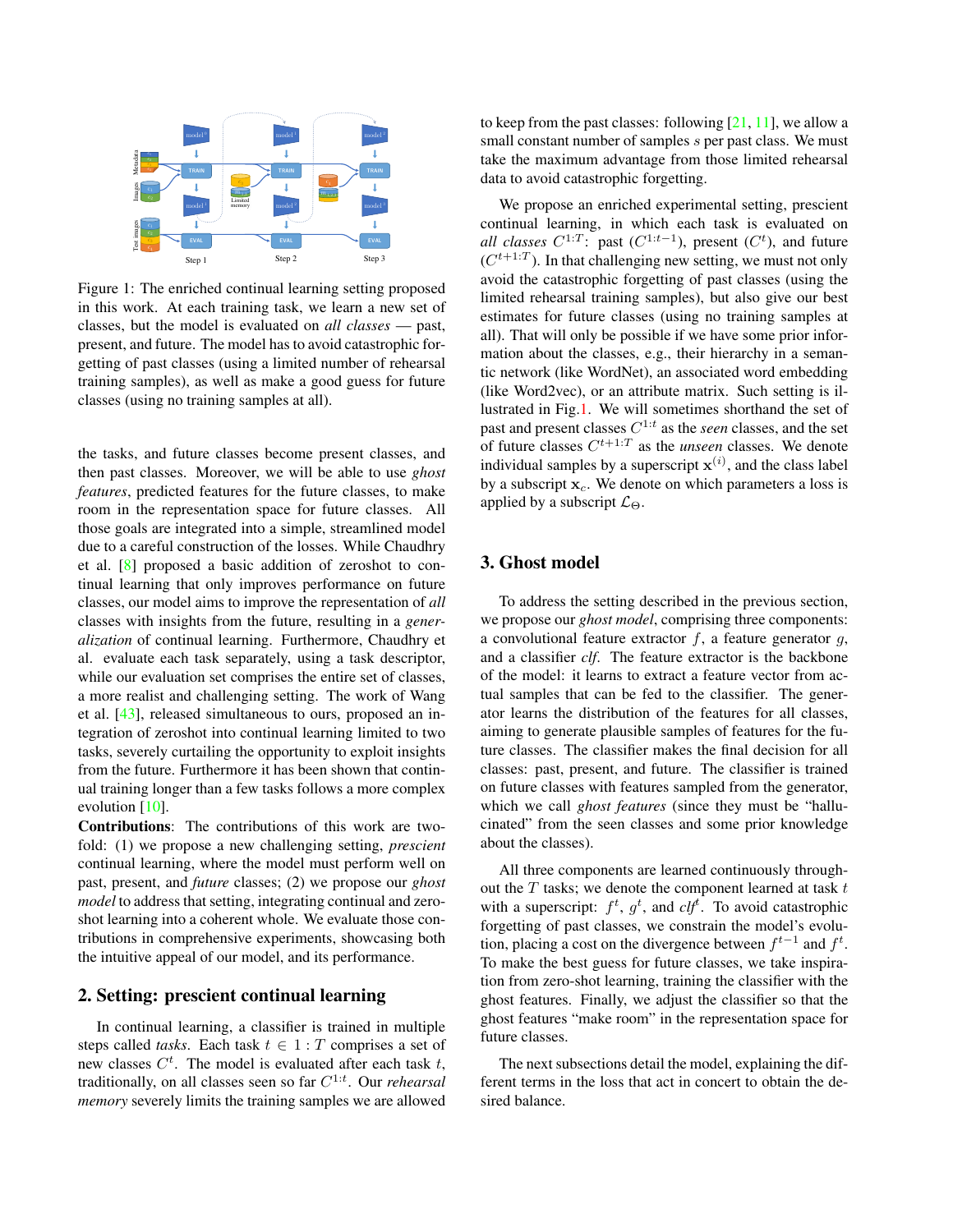Figure 1: The enriched continual learning setting proposed in this work. At each training task, we learn a new set of classes, but the model is evaluated on *all classes* — past, present, and future. The model has to avoid catastrophic forgetting of past classes (using a limited number of rehearsal training samples), as well as make a good guess for future classes (using no training samples at all).

the tasks, and future classes become present classes, and then past classes. Moreover, we will be able to use *ghost features*, predicted features for the future classes, to make room in the representation space for future classes. All those goals are integrated into a simple, streamlined model due to a careful construction of the losses. While Chaudhry et al. [8] proposed a basic addition of zeroshot to continual learning that only improves performance on future classes, our model aims to improve the representation of *all* classes with insights from the future, resulting in a *generalization* of continual learning. Furthermore, Chaudhry et al. evaluate each task separately, using a task descriptor, while our evaluation set comprises the entire set of classes, a more realist and challenging setting. The work of Wang et al. [43], released simultaneous to ours, proposed an integration of zeroshot into continual learning limited to two tasks, severely curtailing the opportunity to exploit insights from the future. Furthermore it has been shown that continual training longer than a few tasks follows a more complex evolution [10].

**Contributions**: The contributions of this work are twofold: (1) we propose a new challenging setting, *prescient* continual learning, where the model must perform well on past, present, and *future* classes; (2) we propose our *ghost model* to address that setting, integrating continual and zero-shot learning into a coherent whole. We evaluate those contributions in comprehensive experiments, showcasing both the intuitive appeal of our model, and its performance.

## 2. Setting: prescient continual learning

In continual learning, a classifier is trained in multiple steps called *tasks*. Each task $t \in 1:T$ comprises a set of new classes $C^t$. The model is evaluated after each task $t$, traditionally, on all classes seen so far $C^{1:t}$. Our *rehearsal memory* severely limits the training samples we are allowed to keep from the past classes: following [21, 11], we allow a small constant number of samples $s$ per past class. We must take the maximum advantage from those limited rehearsal data to avoid catastrophic forgetting.

We propose an enriched experimental setting, prescient continual learning, in which each task is evaluated on *all classes* $C^{1:T}$: past ($C^{1:t-1}$), present ($C^t$), and future ($C^{t+1:T}$). In that challenging new setting, we must not only avoid the catastrophic forgetting of past classes (using the limited rehearsal training samples), but also give our best estimates for future classes (using no training samples at all). That will only be possible if we have some prior information about the classes, e.g., their hierarchy in a semantic network (like WordNet), an associated word embedding (like Word2vec), or an attribute matrix. Such setting is illustrated in Fig. 1. We will sometimes shorthand the set of past and present classes $C^{1:t}$ as the *seen* classes, and the set of future classes $C^{t+1:T}$ as the *unseen* classes. We denote individual samples by a superscript $\mathbf{x}^{(i)}$, and the class label by a subscript $\mathbf{x}_c$. We denote on which parameters a loss is applied by a subscript $\mathcal{L}_\Theta$.

## 3. Ghost model

To address the setting described in the previous section, we propose our *ghost model*, comprising three components: a convolutional feature extractor $f$, a feature generator $g$, and a classifier *clf*. The feature extractor is the backbone of the model: it learns to extract a feature vector from actual samples that can be fed to the classifier. The generator learns the distribution of the features for all classes, aiming to generate plausible samples of features for the future classes. The classifier makes the final decision for all classes: past, present, and future. The classifier is trained on future classes with features sampled from the generator, which we call *ghost features* (since they must be "hallucinated" from the seen classes and some prior knowledge about the classes).

All three components are learned continuously throughout the $T$ tasks; we denote the component learned at task $t$ with a superscript: $f^t$, $g^t$, and *clf*$^t$. To avoid catastrophic forgetting of past classes, we constrain the model's evolution, placing a cost on the divergence between $f^{t-1}$ and $f^t$. To make the best guess for future classes, we take inspiration from zero-shot learning, training the classifier with the ghost features. Finally, we adjust the classifier so that the ghost features "make room" in the representation space for future classes.

The next subsections detail the model, explaining the different terms in the loss that act in concert to obtain the desired balance.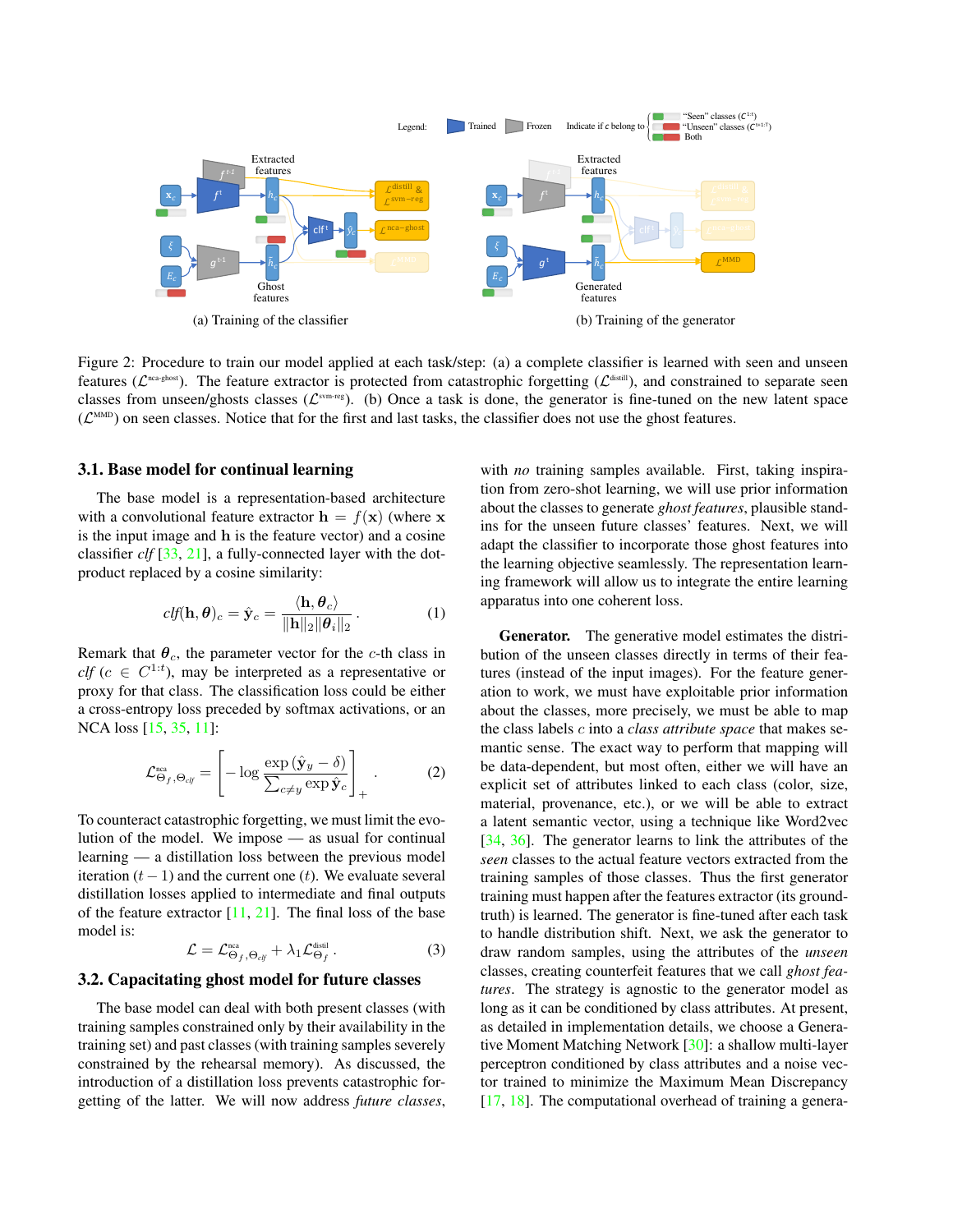Figure 2: Procedure to train our model applied at each task/step: (a) a complete classifier is learned with seen and unseen features ($\mathcal{L}^{\text{nca-ghost}}$). The feature extractor is protected from catastrophic forgetting ($\mathcal{L}^{\text{distill}}$), and constrained to separate seen classes from unseen/ghosts classes ($\mathcal{L}^{\text{svm-reg}}$). (b) Once a task is done, the generator is fine-tuned on the new latent space ($\mathcal{L}^{\text{MMD}}$) on seen classes. Notice that for the first and last tasks, the classifier does not use the ghost features.

### 3.1. Base model for continual learning

The base model is a representation-based architecture with a convolutional feature extractor $\mathbf{h} = f(\mathbf{x})$ (where $\mathbf{x}$ is the input image and $\mathbf{h}$ is the feature vector) and a cosine classifier *clf* [33, 21], a fully-connected layer with the dot-product replaced by a cosine similarity:

$$\mathit{clf}(\mathbf{h}, \boldsymbol{\theta})_c = \hat{\mathbf{y}}_c = \frac{\langle \mathbf{h}, \boldsymbol{\theta}_c \rangle}{\|\mathbf{h}\|_2 \|\boldsymbol{\theta}_i\|_2} \,. \tag{1}$$

Remark that $\boldsymbol{\theta}_c$, the parameter vector for the $c$-th class in *clf* ($c \in C^{1:t}$), may be interpreted as a representative or proxy for that class. The classification loss could be either a cross-entropy loss preceded by softmax activations, or an NCA loss [15, 35, 11]:

$$\mathcal{L}^{\text{nca}}_{\Theta_f, \Theta_{clf}} = \left[ -\log \frac{\exp\left(\hat{\mathbf{y}}_y - \delta\right)}{\sum_{c \neq y} \exp \hat{\mathbf{y}}_c} \right]_+ \,. \tag{2}$$

To counteract catastrophic forgetting, we must limit the evolution of the model. We impose — as usual for continual learning — a distillation loss between the previous model iteration $(t-1)$ and the current one $(t)$. We evaluate several distillation losses applied to intermediate and final outputs of the feature extractor [11, 21]. The final loss of the base model is:

$$\mathcal{L} = \mathcal{L}^{\text{nca}}_{\Theta_f, \Theta_{clf}} + \lambda_1 \mathcal{L}^{\text{distill}}_{\Theta_f} \,. \tag{3}$$

### 3.2. Capacitating ghost model for future classes

The base model can deal with both present classes (with training samples constrained only by their availability in the training set) and past classes (with training samples severely constrained by the rehearsal memory). As discussed, the introduction of a distillation loss prevents catastrophic forgetting of the latter. We will now address *future classes*, with *no* training samples available. First, taking inspiration from zero-shot learning, we will use prior information about the classes to generate *ghost features*, plausible stand-ins for the unseen future classes' features. Next, we will adapt the classifier to incorporate those ghost features into the learning objective seamlessly. The representation learning framework will allow us to integrate the entire learning apparatus into one coherent loss.

**Generator.** The generative model estimates the distribution of the unseen classes directly in terms of their features (instead of the input images). For the feature generation to work, we must have exploitable prior information about the classes, more precisely, we must be able to map the class labels $c$ into a *class attribute space* that makes semantic sense. The exact way to perform that mapping will be data-dependent, but most often, either we will have an explicit set of attributes linked to each class (color, size, material, provenance, etc.), or we will be able to extract a latent semantic vector, using a technique like Word2vec [34, 36]. The generator learns to link the attributes of the *seen* classes to the actual feature vectors extracted from the training samples of those classes. Thus the first generator training must happen after the features extractor (its ground-truth) is learned. The generator is fine-tuned after each task to handle distribution shift. Next, we ask the generator to draw random samples, using the attributes of the *unseen* classes, creating counterfeit features that we call *ghost features*. The strategy is agnostic to the generator model as long as it can be conditioned by class attributes. At present, as detailed in implementation details, we choose a Generative Moment Matching Network [30]: a shallow multi-layer perceptron conditioned by class attributes and a noise vector trained to minimize the Maximum Mean Discrepancy [17, 18]. The computational overhead of training a genera-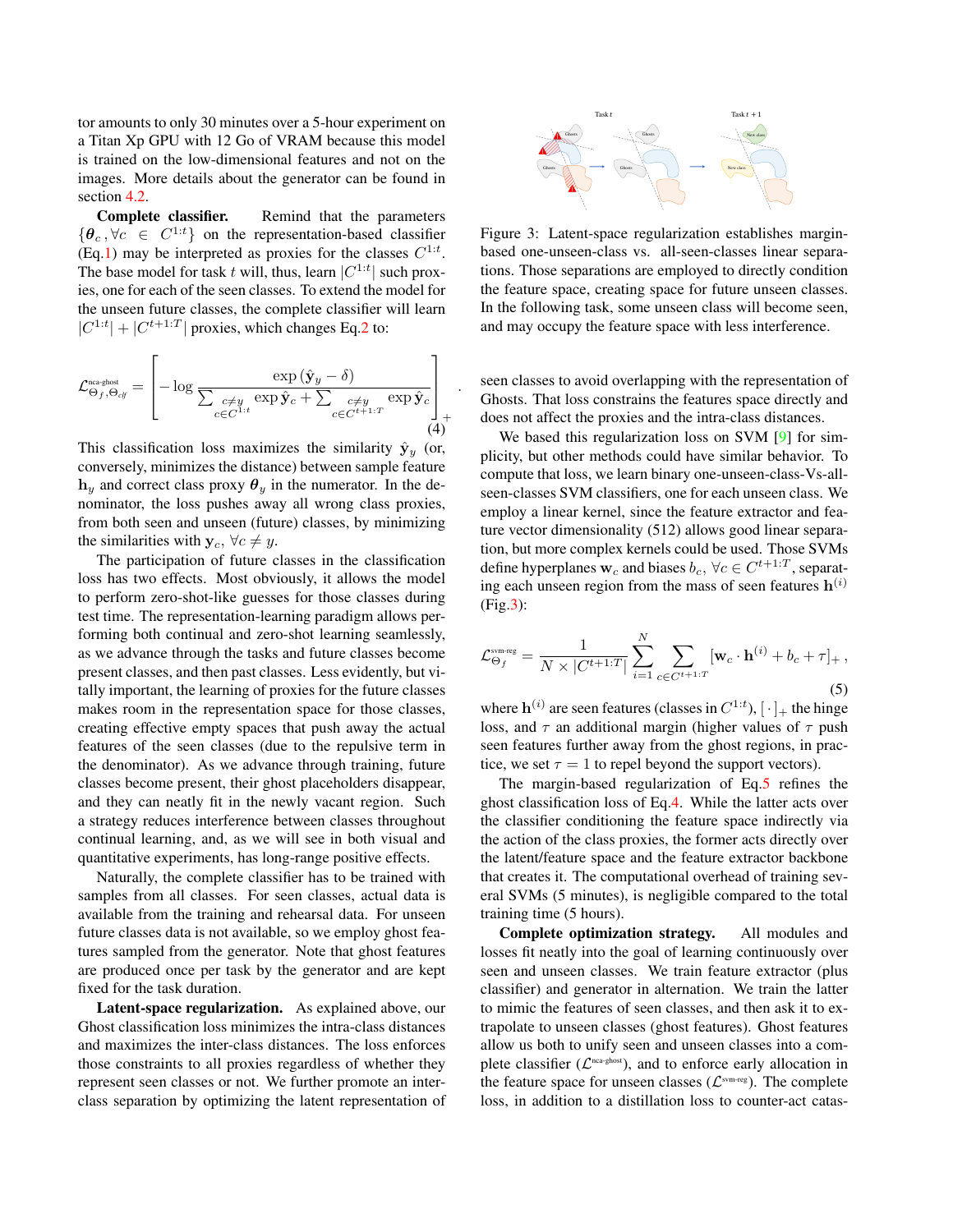tor amounts to only 30 minutes over a 5-hour experiment on a Titan Xp GPU with 12 Go of VRAM because this model is trained on the low-dimensional features and not on the images. More details about the generator can be found in section 4.2.

**Complete classifier.** Remind that the parameters $\{\boldsymbol{\theta}_c, \forall c \in C^{1:t}\}$ on the representation-based classifier (Eq.1) may be interpreted as proxies for the classes $C^{1:t}$. The base model for task $t$ will, thus, learn $|C^{1:t}|$ such proxies, one for each of the seen classes. To extend the model for the unseen future classes, the complete classifier will learn $|C^{1:t}| + |C^{t+1:T}|$ proxies, which changes Eq.2 to:

$$\mathcal{L}^{\text{nca-ghost}}_{\Theta_f,\Theta_{clf}} = \left[ -\log \frac{\exp\left(\hat{\mathbf{y}}_y - \delta\right)}{\sum_{\substack{c \neq y \\ c \in C^{1:t}}} \exp \hat{\mathbf{y}}_c + \sum_{\substack{c \neq y \\ c \in C^{t+1:T}}} \exp \hat{\mathbf{y}}_c} \right]_+ . \tag{4}$$

This classification loss maximizes the similarity $\hat{\mathbf{y}}_y$ (or, conversely, minimizes the distance) between sample feature $\mathbf{h}_y$ and correct class proxy $\boldsymbol{\theta}_y$ in the numerator. In the denominator, the loss pushes away all wrong class proxies, from both seen and unseen (future) classes, by minimizing the similarities with $\mathbf{y}_c$, $\forall c \neq y$.

The participation of future classes in the classification loss has two effects. Most obviously, it allows the model to perform zero-shot-like guesses for those classes during test time. The representation-learning paradigm allows performing both continual and zero-shot learning seamlessly, as we advance through the tasks and future classes become present classes, and then past classes. Less evidently, but vitally important, the learning of proxies for the future classes makes room in the representation space for those classes, creating effective empty spaces that push away the actual features of the seen classes (due to the repulsive term in the denominator). As we advance through training, future classes become present, their ghost placeholders disappear, and they can neatly fit in the newly vacant region. Such a strategy reduces interference between classes throughout continual learning, and, as we will see in both visual and quantitative experiments, has long-range positive effects.

Naturally, the complete classifier has to be trained with samples from all classes. For seen classes, actual data is available from the training and rehearsal data. For unseen future classes data is not available, so we employ ghost features sampled from the generator. Note that ghost features are produced once per task by the generator and are kept fixed for the task duration.

**Latent-space regularization.** As explained above, our Ghost classification loss minimizes the intra-class distances and maximizes the inter-class distances. The loss enforces those constraints to all proxies regardless of whether they represent seen classes or not. We further promote an inter-class separation by optimizing the latent representation of seen classes to avoid overlapping with the representation of Ghosts. That loss constrains the features space directly and does not affect the proxies and the intra-class distances.

Figure 3: Latent-space regularization establishes margin-based one-unseen-class vs. all-seen-classes linear separations. Those separations are employed to directly condition the feature space, creating space for future unseen classes. In the following task, some unseen class will become seen, and may occupy the feature space with less interference.

We based this regularization loss on SVM [9] for simplicity, but other methods could have similar behavior. To compute that loss, we learn binary one-unseen-class-Vs-all-seen-classes SVM classifiers, one for each unseen class. We employ a linear kernel, since the feature extractor and feature vector dimensionality (512) allows good linear separation, but more complex kernels could be used. Those SVMs define hyperplanes $\mathbf{w}_c$ and biases $b_c$, $\forall c \in C^{t+1:T}$, separating each unseen region from the mass of seen features $\mathbf{h}^{(i)}$ (Fig.3):

$$\mathcal{L}^{\text{svm-reg}}_{\Theta_f} = \frac{1}{N \times |C^{t+1:T}|} \sum_{i=1}^{N} \sum_{c \in C^{t+1:T}} \left[\mathbf{w}_c \cdot \mathbf{h}^{(i)} + b_c + \tau\right]_+ , \tag{5}$$

where $\mathbf{h}^{(i)}$ are seen features (classes in $C^{1:t}$), $[\,\cdot\,]_+$ the hinge loss, and $\tau$ an additional margin (higher values of $\tau$ push seen features further away from the ghost regions, in practice, we set $\tau = 1$ to repel beyond the support vectors).

The margin-based regularization of Eq.5 refines the ghost classification loss of Eq.4. While the latter acts over the classifier conditioning the feature space indirectly via the action of the class proxies, the former acts directly over the latent/feature space and the feature extractor backbone that creates it. The computational overhead of training several SVMs (5 minutes), is negligible compared to the total training time (5 hours).

**Complete optimization strategy.** All modules and losses fit neatly into the goal of learning continuously over seen and unseen classes. We train feature extractor (plus classifier) and generator in alternation. We train the latter to mimic the features of seen classes, and then ask it to extrapolate to unseen classes (ghost features). Ghost features allow us both to unify seen and unseen classes into a complete classifier ($\mathcal{L}^{\text{nca-ghost}}$), and to enforce early allocation in the feature space for unseen classes ($\mathcal{L}^{\text{svm-reg}}$). The complete loss, in addition to a distillation loss to counter-act catas-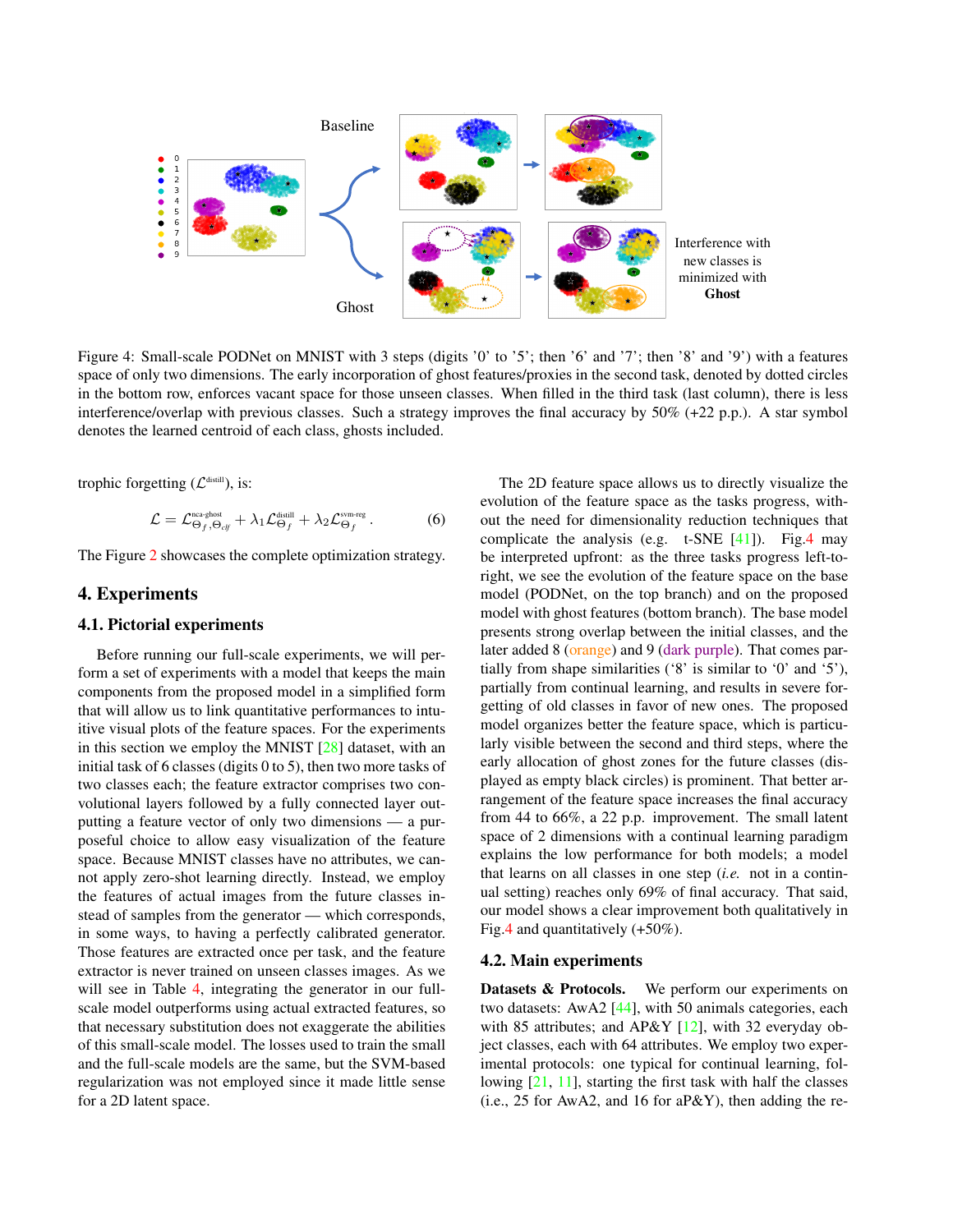Figure 4: Small-scale PODNet on MNIST with 3 steps (digits '0' to '5'; then '6' and '7'; then '8' and '9') with a features space of only two dimensions. The early incorporation of ghost features/proxies in the second task, denoted by dotted circles in the bottom row, enforces vacant space for those unseen classes. When filled in the third task (last column), there is less interference/overlap with previous classes. Such a strategy improves the final accuracy by 50% (+22 p.p.). A star symbol denotes the learned centroid of each class, ghosts included.

trophic forgetting ($\mathcal{L}^{\text{distill}}$), is:

$$\mathcal{L} = \mathcal{L}^{\text{nca-ghost}}_{\Theta_f, \Theta_{clf}} + \lambda_1 \mathcal{L}^{\text{distill}}_{\Theta_f} + \lambda_2 \mathcal{L}^{\text{svm-reg}}_{\Theta_f}. \tag{6}$$

The Figure 2 showcases the complete optimization strategy.

# 4. Experiments

## 4.1. Pictorial experiments

Before running our full-scale experiments, we will perform a set of experiments with a model that keeps the main components from the proposed model in a simplified form that will allow us to link quantitative performances to intuitive visual plots of the feature spaces. For the experiments in this section we employ the MNIST [28] dataset, with an initial task of 6 classes (digits 0 to 5), then two more tasks of two classes each; the feature extractor comprises two convolutional layers followed by a fully connected layer outputting a feature vector of only two dimensions — a purposeful choice to allow easy visualization of the feature space. Because MNIST classes have no attributes, we cannot apply zero-shot learning directly. Instead, we employ the features of actual images from the future classes instead of samples from the generator — which corresponds, in some ways, to having a perfectly calibrated generator. Those features are extracted once per task, and the feature extractor is never trained on unseen classes images. As we will see in Table 4, integrating the generator in our full-scale model outperforms using actual extracted features, so that necessary substitution does not exaggerate the abilities of this small-scale model. The losses used to train the small and the full-scale models are the same, but the SVM-based regularization was not employed since it made little sense for a 2D latent space.

The 2D feature space allows us to directly visualize the evolution of the feature space as the tasks progress, without the need for dimensionality reduction techniques that complicate the analysis (e.g. t-SNE [41]). Fig.4 may be interpreted upfront: as the three tasks progress left-to-right, we see the evolution of the feature space on the base model (PODNet, on the top branch) and on the proposed model with ghost features (bottom branch). The base model presents strong overlap between the initial classes, and the later added 8 (orange) and 9 (dark purple). That comes partially from shape similarities ('8' is similar to '0' and '5'), partially from continual learning, and results in severe forgetting of old classes in favor of new ones. The proposed model organizes better the feature space, which is particularly visible between the second and third steps, where the early allocation of ghost zones for the future classes (displayed as empty black circles) is prominent. That better arrangement of the feature space increases the final accuracy from 44 to 66%, a 22 p.p. improvement. The small latent space of 2 dimensions with a continual learning paradigm explains the low performance for both models; a model that learns on all classes in one step (*i.e.* not in a continual setting) reaches only 69% of final accuracy. That said, our model shows a clear improvement both qualitatively in Fig.4 and quantitatively (+50%).

## 4.2. Main experiments

**Datasets & Protocols.** We perform our experiments on two datasets: AwA2 [44], with 50 animals categories, each with 85 attributes; and AP&Y [12], with 32 everyday object classes, each with 64 attributes. We employ two experimental protocols: one typical for continual learning, following [21, 11], starting the first task with half the classes (i.e., 25 for AwA2, and 16 for aP&Y), then adding the re-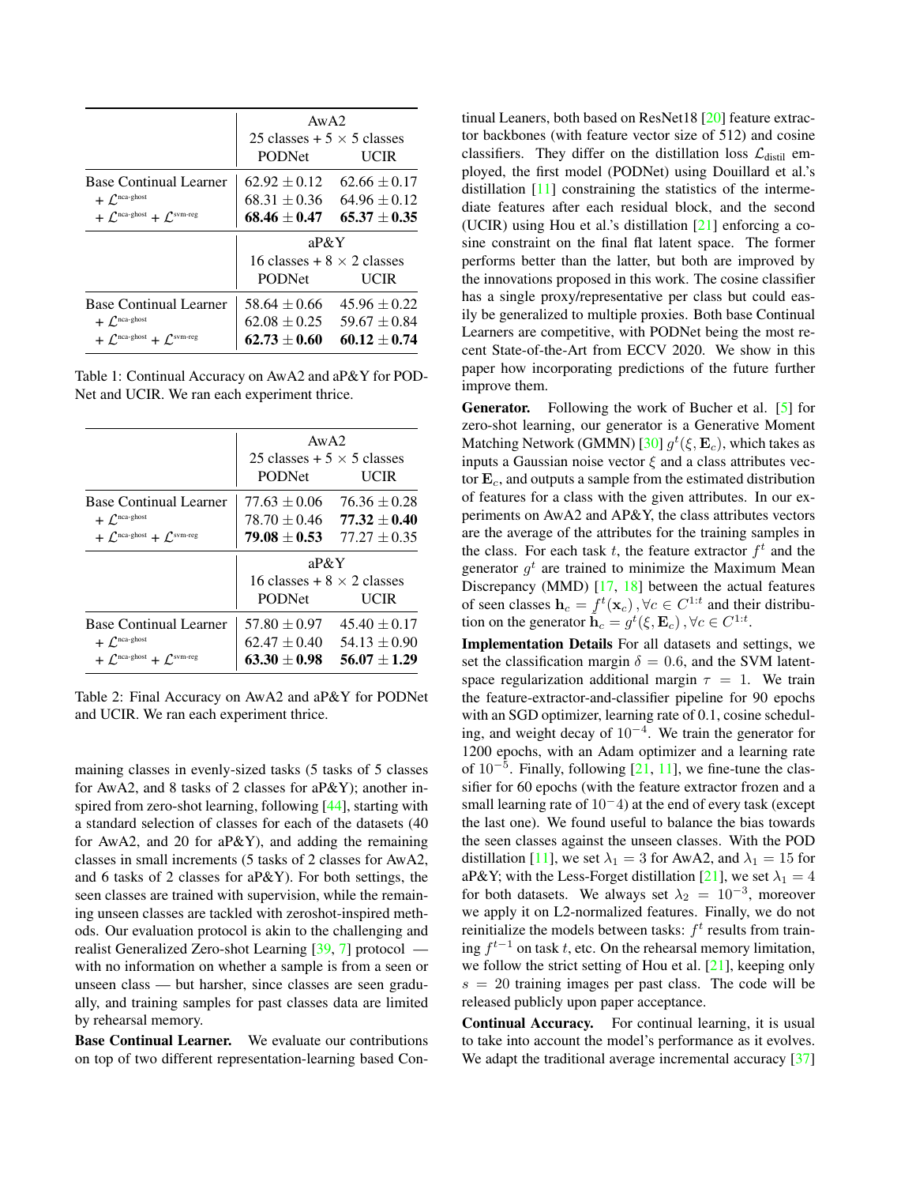| | AwA2 | |
|---|---|---|
| | 25 classes + 5 $\times$ 5 classes | |
| | PODNet | UCIR |
| Base Continual Learner | $62.92 \pm 0.12$ | $62.66 \pm 0.17$ |
| + $\mathcal{L}^{\text{nca-ghost}}$ | $68.31 \pm 0.36$ | $64.96 \pm 0.12$ |
| + $\mathcal{L}^{\text{nca-ghost}}$ + $\mathcal{L}^{\text{svm-reg}}$ | $\mathbf{68.46 \pm 0.47}$ | $\mathbf{65.37 \pm 0.35}$ |
| | aP&Y | |
| | 16 classes + 8 $\times$ 2 classes | |
| | PODNet | UCIR |
| Base Continual Learner | $58.64 \pm 0.66$ | $45.96 \pm 0.22$ |
| + $\mathcal{L}^{\text{nca-ghost}}$ | $62.08 \pm 0.25$ | $59.67 \pm 0.84$ |
| + $\mathcal{L}^{\text{nca-ghost}}$ + $\mathcal{L}^{\text{svm-reg}}$ | $\mathbf{62.73 \pm 0.60}$ | $\mathbf{60.12 \pm 0.74}$ |

Table 1: Continual Accuracy on AwA2 and aP&Y for PODNet and UCIR. We ran each experiment thrice.

| | AwA2 | |
|---|---|---|
| | 25 classes + 5 $\times$ 5 classes | |
| | PODNet | UCIR |
| Base Continual Learner | $77.63 \pm 0.06$ | $76.36 \pm 0.28$ |
| + $\mathcal{L}^{\text{nca-ghost}}$ | $78.70 \pm 0.46$ | $\mathbf{77.32 \pm 0.40}$ |
| + $\mathcal{L}^{\text{nca-ghost}}$ + $\mathcal{L}^{\text{svm-reg}}$ | $\mathbf{79.08 \pm 0.53}$ | $77.27 \pm 0.35$ |
| | aP&Y | |
| | 16 classes + 8 $\times$ 2 classes | |
| | PODNet | UCIR |
| Base Continual Learner | $57.80 \pm 0.97$ | $45.40 \pm 0.17$ |
| + $\mathcal{L}^{\text{nca-ghost}}$ | $62.47 \pm 0.40$ | $54.13 \pm 0.90$ |
| + $\mathcal{L}^{\text{nca-ghost}}$ + $\mathcal{L}^{\text{svm-reg}}$ | $\mathbf{63.30 \pm 0.98}$ | $\mathbf{56.07 \pm 1.29}$ |

Table 2: Final Accuracy on AwA2 and aP&Y for PODNet and UCIR. We ran each experiment thrice.

maining classes in evenly-sized tasks (5 tasks of 5 classes for AwA2, and 8 tasks of 2 classes for aP&Y); another inspired from zero-shot learning, following [44], starting with a standard selection of classes for each of the datasets (40 for AwA2, and 20 for aP&Y), and adding the remaining classes in small increments (5 tasks of 2 classes for AwA2, and 6 tasks of 2 classes for aP&Y). For both settings, the seen classes are trained with supervision, while the remaining unseen classes are tackled with zeroshot-inspired methods. Our evaluation protocol is akin to the challenging and realist Generalized Zero-shot Learning [39, 7] protocol — with no information on whether a sample is from a seen or unseen class — but harsher, since classes are seen gradually, and training samples for past classes data are limited by rehearsal memory.

**Base Continual Learner.** We evaluate our contributions on top of two different representation-learning based Continual Leaners, both based on ResNet18 [20] feature extractor backbones (with feature vector size of 512) and cosine classifiers. They differ on the distillation loss $\mathcal{L}_{\text{distil}}$ employed, the first model (PODNet) using Douillard et al.'s distillation [11] constraining the statistics of the intermediate features after each residual block, and the second (UCIR) using Hou et al.'s distillation [21] enforcing a cosine constraint on the final flat latent space. The former performs better than the latter, but both are improved by the innovations proposed in this work. The cosine classifier has a single proxy/representative per class but could easily be generalized to multiple proxies. Both base Continual Learners are competitive, with PODNet being the most recent State-of-the-Art from ECCV 2020. We show in this paper how incorporating predictions of the future further improve them.

**Generator.** Following the work of Bucher et al. [5] for zero-shot learning, our generator is a Generative Moment Matching Network (GMMN) [30] $g^t(\xi, \mathbf{E}_c)$, which takes as inputs a Gaussian noise vector $\xi$ and a class attributes vector $\mathbf{E}_c$, and outputs a sample from the estimated distribution of features for a class with the given attributes. In our experiments on AwA2 and AP&Y, the class attributes vectors are the average of the attributes for the training samples in the class. For each task $t$, the feature extractor $f^t$ and the generator $g^t$ are trained to minimize the Maximum Mean Discrepancy (MMD) [17, 18] between the actual features of seen classes $\mathbf{h}_c = f^t(\mathbf{x}_c), \forall c \in C^{1:t}$ and their distribution on the generator $\tilde{\mathbf{h}}_c = g^t(\xi, \mathbf{E}_c), \forall c \in C^{1:t}$.

**Implementation Details** For all datasets and settings, we set the classification margin $\delta = 0.6$, and the SVM latent-space regularization additional margin $\tau = 1$. We train the feature-extractor-and-classifier pipeline for 90 epochs with an SGD optimizer, learning rate of 0.1, cosine scheduling, and weight decay of $10^{-4}$. We train the generator for 1200 epochs, with an Adam optimizer and a learning rate of $10^{-5}$. Finally, following [21, 11], we fine-tune the classifier for 60 epochs (with the feature extractor frozen and a small learning rate of $10^-4$) at the end of every task (except the last one). We found useful to balance the bias towards the seen classes against the unseen classes. With the POD distillation [11], we set $\lambda_1 = 3$ for AwA2, and $\lambda_1 = 15$ for aP&Y; with the Less-Forget distillation [21], we set $\lambda_1 = 4$ for both datasets. We always set $\lambda_2 = 10^{-3}$, moreover we apply it on L2-normalized features. Finally, we do not reinitialize the models between tasks: $f^t$ results from training $f^{t-1}$ on task $t$, etc. On the rehearsal memory limitation, we follow the strict setting of Hou et al. [21], keeping only $s = 20$ training images per past class. The code will be released publicly upon paper acceptance.

**Continual Accuracy.** For continual learning, it is usual to take into account the model's performance as it evolves. We adapt the traditional average incremental accuracy [37]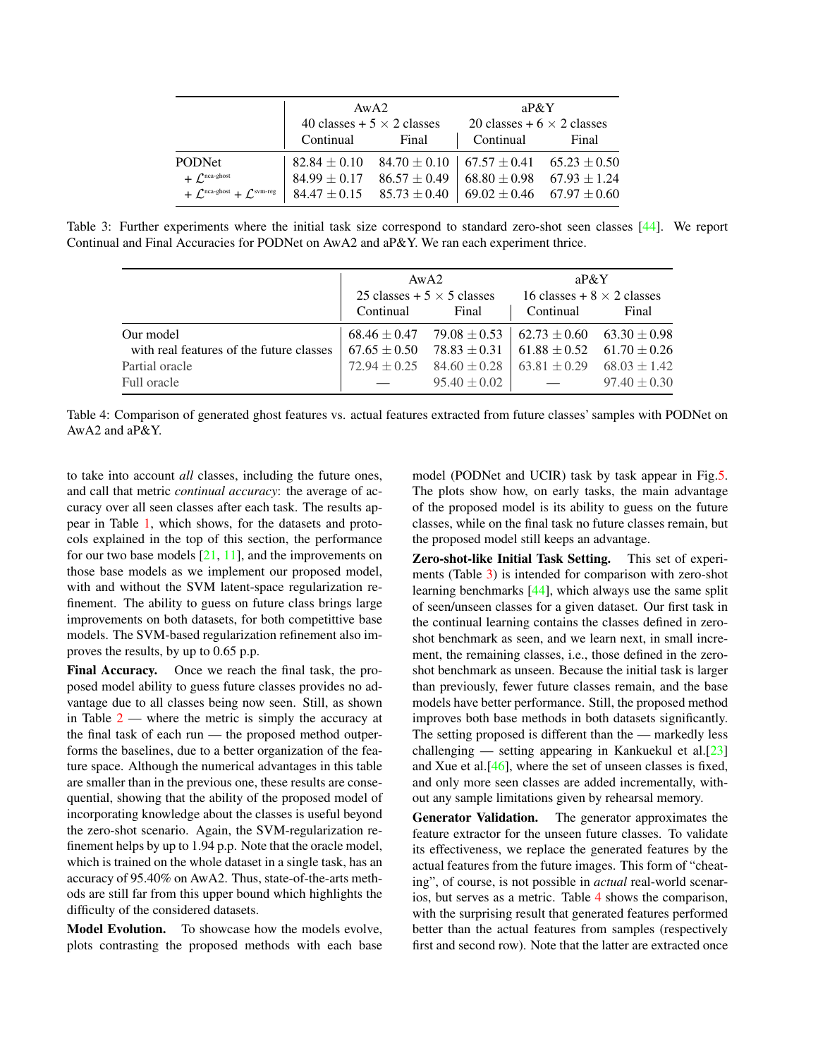| | AwA2 40 classes + 5 × 2 classes | | aP&Y 20 classes + 6 × 2 classes | |
|---|---|---|---|---|
| | Continual | Final | Continual | Final |
| PODNet | $82.84 \pm 0.10$ | $84.70 \pm 0.10$ | $67.57 \pm 0.41$ | $65.23 \pm 0.50$ |
| + $\mathcal{L}^{\text{nca-ghost}}$ | $84.99 \pm 0.17$ | $86.57 \pm 0.49$ | $68.80 \pm 0.98$ | $67.93 \pm 1.24$ |
| + $\mathcal{L}^{\text{nca-ghost}}$ + $\mathcal{L}^{\text{svm-reg}}$ | $84.47 \pm 0.15$ | $85.73 \pm 0.40$ | $69.02 \pm 0.46$ | $67.97 \pm 0.60$ |

Table 3: Further experiments where the initial task size correspond to standard zero-shot seen classes [44]. We report Continual and Final Accuracies for PODNet on AwA2 and aP&Y. We ran each experiment thrice.

| | AwA2 25 classes + 5 × 5 classes | | aP&Y 16 classes + 8 × 2 classes | |
|---|---|---|---|---|
| | Continual | Final | Continual | Final |
| Our model | $68.46 \pm 0.47$ | $79.08 \pm 0.53$ | $62.73 \pm 0.60$ | $63.30 \pm 0.98$ |
| with real features of the future classes | $67.65 \pm 0.50$ | $78.83 \pm 0.31$ | $61.88 \pm 0.52$ | $61.70 \pm 0.26$ |
| Partial oracle | $72.94 \pm 0.25$ | $84.60 \pm 0.28$ | $63.81 \pm 0.29$ | $68.03 \pm 1.42$ |
| Full oracle | — | $95.40 \pm 0.02$ | — | $97.40 \pm 0.30$ |

Table 4: Comparison of generated ghost features vs. actual features extracted from future classes' samples with PODNet on AwA2 and aP&Y.

to take into account *all* classes, including the future ones, and call that metric *continual accuracy*: the average of accuracy over all seen classes after each task. The results appear in Table 1, which shows, for the datasets and protocols explained in the top of this section, the performance for our two base models [21, 11], and the improvements on those base models as we implement our proposed model, with and without the SVM latent-space regularization refinement. The ability to guess on future class brings large improvements on both datasets, for both competittive base models. The SVM-based regularization refinement also improves the results, by up to 0.65 p.p.

**Final Accuracy.** Once we reach the final task, the proposed model ability to guess future classes provides no advantage due to all classes being now seen. Still, as shown in Table 2 — where the metric is simply the accuracy at the final task of each run — the proposed model outperforms the baselines, due to a better organization of the feature space. Although the numerical advantages in this table are smaller than in the previous one, these results are consequential, showing that the ability of the proposed model of incorporating knowledge about the classes is useful beyond the zero-shot scenario. Again, the SVM-regularization refinement helps by up to 1.94 p.p. Note that the oracle model, which is trained on the whole dataset in a single task, has an accuracy of 95.40% on AwA2. Thus, state-of-the-arts methods are still far from this upper bound which highlights the difficulty of the considered datasets.

**Model Evolution.** To showcase how the models evolve, plots contrasting the proposed methods with each base model (PODNet and UCIR) task by task appear in Fig.5. The plots show how, on early tasks, the main advantage of the proposed model is its ability to guess on the future classes, while on the final task no future classes remain, but the proposed model still keeps an advantage.

**Zero-shot-like Initial Task Setting.** This set of experiments (Table 3) is intended for comparison with zero-shot learning benchmarks [44], which always use the same split of seen/unseen classes for a given dataset. Our first task in the continual learning contains the classes defined in zero-shot benchmark as seen, and we learn next, in small increment, the remaining classes, i.e., those defined in the zero-shot benchmark as unseen. Because the initial task is larger than previously, fewer future classes remain, and the base models have better performance. Still, the proposed method improves both base methods in both datasets significantly. The setting proposed is different than the — markedly less challenging — setting appearing in Kankuekul et al.[23] and Xue et al.[46], where the set of unseen classes is fixed, and only more seen classes are added incrementally, without any sample limitations given by rehearsal memory.

**Generator Validation.** The generator approximates the feature extractor for the unseen future classes. To validate its effectiveness, we replace the generated features by the actual features from the future images. This form of "cheating", of course, is not possible in *actual* real-world scenarios, but serves as a metric. Table 4 shows the comparison, with the surprising result that generated features performed better than the actual features from samples (respectively first and second row). Note that the latter are extracted once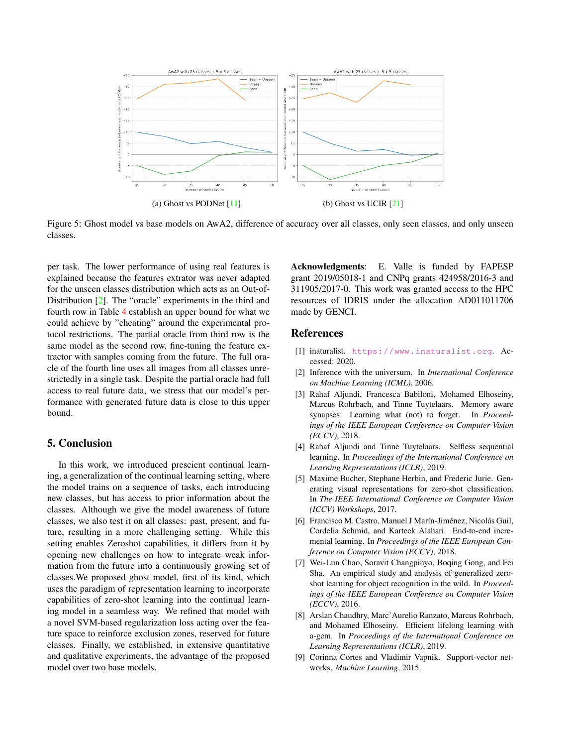(a) Ghost vs PODNet [11].

(b) Ghost vs UCIR [21]

Figure 5: Ghost model vs base models on AwA2, difference of accuracy over all classes, only seen classes, and only unseen classes.

per task. The lower performance of using real features is explained because the features extrator was never adapted for the unseen classes distribution which acts as an Out-of-Distribution [2]. The "oracle" experiments in the third and fourth row in Table 4 establish an upper bound for what we could achieve by "cheating" around the experimental protocol restrictions. The partial oracle from third row is the same model as the second row, fine-tuning the feature extractor with samples coming from the future. The full oracle of the fourth line uses all images from all classes unrestrictedly in a single task. Despite the partial oracle had full access to real future data, we stress that our model's performance with generated future data is close to this upper bound.

## 5. Conclusion

In this work, we introduced prescient continual learning, a generalization of the continual learning setting, where the model trains on a sequence of tasks, each introducing new classes, but has access to prior information about the classes. Although we give the model awareness of future classes, we also test it on all classes: past, present, and future, resulting in a more challenging setting. While this setting enables Zeroshot capabilities, it differs from it by opening new challenges on how to integrate weak information from the future into a continuously growing set of classes.We proposed ghost model, first of its kind, which uses the paradigm of representation learning to incorporate capabilities of zero-shot learning into the continual learning model in a seamless way. We refined that model with a novel SVM-based regularization loss acting over the feature space to reinforce exclusion zones, reserved for future classes. Finally, we established, in extensive quantitative and qualitative experiments, the advantage of the proposed model over two base models.

**Acknowledgments**: E. Valle is funded by FAPESP grant 2019/05018-1 and CNPq grants 424958/2016-3 and 311905/2017-0. This work was granted access to the HPC resources of IDRIS under the allocation AD011011706 made by GENCI.

## References

[1] inaturalist. https://www.inaturalist.org. Accessed: 2020.

[2] Inference with the universum. In *International Conference on Machine Learning (ICML)*, 2006.

[3] Rahaf Aljundi, Francesca Babiloni, Mohamed Elhoseiny, Marcus Rohrbach, and Tinne Tuytelaars. Memory aware synapses: Learning what (not) to forget. In *Proceedings of the IEEE European Conference on Computer Vision (ECCV)*, 2018.

[4] Rahaf Aljundi and Tinne Tuytelaars. Selfless sequential learning. In *Proceedings of the International Conference on Learning Representations (ICLR)*, 2019.

[5] Maxime Bucher, Stephane Herbin, and Frederic Jurie. Generating visual representations for zero-shot classification. In *The IEEE International Conference on Computer Vision (ICCV) Workshops*, 2017.

[6] Francisco M. Castro, Manuel J Marín-Jiménez, Nicolás Guil, Cordelia Schmid, and Karteek Alahari. End-to-end incremental learning. In *Proceedings of the IEEE European Conference on Computer Vision (ECCV)*, 2018.

[7] Wei-Lun Chao, Soravit Changpinyo, Boqing Gong, and Fei Sha. An empirical study and analysis of generalized zero-shot learning for object recognition in the wild. In *Proceedings of the IEEE European Conference on Computer Vision (ECCV)*, 2016.

[8] Arslan Chaudhry, Marc'Aurelio Ranzato, Marcus Rohrbach, and Mohamed Elhoseiny. Efficient lifelong learning with a-gem. In *Proceedings of the International Conference on Learning Representations (ICLR)*, 2019.

[9] Corinna Cortes and Vladimir Vapnik. Support-vector networks. *Machine Learning*, 2015.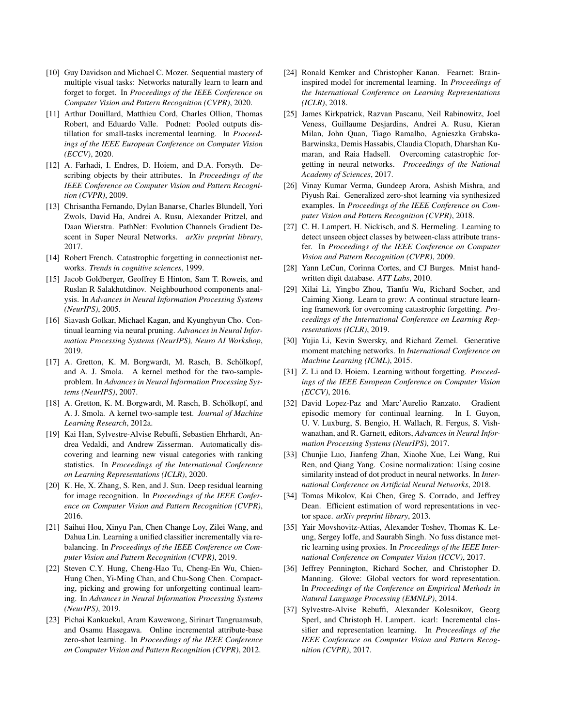[10] Guy Davidson and Michael C. Mozer. Sequential mastery of multiple visual tasks: Networks naturally learn to learn and forget to forget. In *Proceedings of the IEEE Conference on Computer Vision and Pattern Recognition (CVPR)*, 2020.

[11] Arthur Douillard, Matthieu Cord, Charles Ollion, Thomas Robert, and Eduardo Valle. Podnet: Pooled outputs distillation for small-tasks incremental learning. In *Proceedings of the IEEE European Conference on Computer Vision (ECCV)*, 2020.

[12] A. Farhadi, I. Endres, D. Hoiem, and D.A. Forsyth. Describing objects by their attributes. In *Proceedings of the IEEE Conference on Computer Vision and Pattern Recognition (CVPR)*, 2009.

[13] Chrisantha Fernando, Dylan Banarse, Charles Blundell, Yori Zwols, David Ha, Andrei A. Rusu, Alexander Pritzel, and Daan Wierstra. PathNet: Evolution Channels Gradient Descent in Super Neural Networks. *arXiv preprint library*, 2017.

[14] Robert French. Catastrophic forgetting in connectionist networks. *Trends in cognitive sciences*, 1999.

[15] Jacob Goldberger, Geoffrey E Hinton, Sam T. Roweis, and Ruslan R Salakhutdinov. Neighbourhood components analysis. In *Advances in Neural Information Processing Systems (NeurIPS)*, 2005.

[16] Siavash Golkar, Michael Kagan, and Kyunghyun Cho. Continual learning via neural pruning. *Advances in Neural Information Processing Systems (NeurIPS), Neuro AI Workshop*, 2019.

[17] A. Gretton, K. M. Borgwardt, M. Rasch, B. Schölkopf, and A. J. Smola. A kernel method for the two-sample-problem. In *Advances in Neural Information Processing Systems (NeurIPS)*, 2007.

[18] A. Gretton, K. M. Borgwardt, M. Rasch, B. Schölkopf, and A. J. Smola. A kernel two-sample test. *Journal of Machine Learning Research*, 2012a.

[19] Kai Han, Sylvestre-Alvise Rebuffi, Sebastien Ehrhardt, Andrea Vedaldi, and Andrew Zisserman. Automatically discovering and learning new visual categories with ranking statistics. In *Proceedings of the International Conference on Learning Representations (ICLR)*, 2020.

[20] K. He, X. Zhang, S. Ren, and J. Sun. Deep residual learning for image recognition. In *Proceedings of the IEEE Conference on Computer Vision and Pattern Recognition (CVPR)*, 2016.

[21] Saihui Hou, Xinyu Pan, Chen Change Loy, Zilei Wang, and Dahua Lin. Learning a unified classifier incrementally via rebalancing. In *Proceedings of the IEEE Conference on Computer Vision and Pattern Recognition (CVPR)*, 2019.

[22] Steven C.Y. Hung, Cheng-Hao Tu, Cheng-En Wu, Chien-Hung Chen, Yi-Ming Chan, and Chu-Song Chen. Compacting, picking and growing for unforgetting continual learning. In *Advances in Neural Information Processing Systems (NeurIPS)*, 2019.

[23] Pichai Kankuekul, Aram Kawewong, Sirinart Tangruamsub, and Osamu Hasegawa. Online incremental attribute-base zero-shot learning. In *Proceedings of the IEEE Conference on Computer Vision and Pattern Recognition (CVPR)*, 2012.

[24] Ronald Kemker and Christopher Kanan. Fearnet: Brain-inspired model for incremental learning. In *Proceedings of the International Conference on Learning Representations (ICLR)*, 2018.

[25] James Kirkpatrick, Razvan Pascanu, Neil Rabinowitz, Joel Veness, Guillaume Desjardins, Andrei A. Rusu, Kieran Milan, John Quan, Tiago Ramalho, Agnieszka Grabska-Barwinska, Demis Hassabis, Claudia Clopath, Dharshan Kumaran, and Raia Hadsell. Overcoming catastrophic forgetting in neural networks. *Proceedings of the National Academy of Sciences*, 2017.

[26] Vinay Kumar Verma, Gundeep Arora, Ashish Mishra, and Piyush Rai. Generalized zero-shot learning via synthesized examples. In *Proceedings of the IEEE Conference on Computer Vision and Pattern Recognition (CVPR)*, 2018.

[27] C. H. Lampert, H. Nickisch, and S. Hermeling. Learning to detect unseen object classes by between-class attribute transfer. In *Proceedings of the IEEE Conference on Computer Vision and Pattern Recognition (CVPR)*, 2009.

[28] Yann LeCun, Corinna Cortes, and CJ Burges. Mnist handwritten digit database. *ATT Labs*, 2010.

[29] Xilai Li, Yingbo Zhou, Tianfu Wu, Richard Socher, and Caiming Xiong. Learn to grow: A continual structure learning framework for overcoming catastrophic forgetting. *Proceedings of the International Conference on Learning Representations (ICLR)*, 2019.

[30] Yujia Li, Kevin Swersky, and Richard Zemel. Generative moment matching networks. In *International Conference on Machine Learning (ICML)*, 2015.

[31] Z. Li and D. Hoiem. Learning without forgetting. *Proceedings of the IEEE European Conference on Computer Vision (ECCV)*, 2016.

[32] David Lopez-Paz and Marc'Aurelio Ranzato. Gradient episodic memory for continual learning. In I. Guyon, U. V. Luxburg, S. Bengio, H. Wallach, R. Fergus, S. Vishwanathan, and R. Garnett, editors, *Advances in Neural Information Processing Systems (NeurIPS)*, 2017.

[33] Chunjie Luo, Jianfeng Zhan, Xiaohe Xue, Lei Wang, Rui Ren, and Qiang Yang. Cosine normalization: Using cosine similarity instead of dot product in neural networks. In *International Conference on Artificial Neural Networks*, 2018.

[34] Tomas Mikolov, Kai Chen, Greg S. Corrado, and Jeffrey Dean. Efficient estimation of word representations in vector space. *arXiv preprint library*, 2013.

[35] Yair Movshovitz-Attias, Alexander Toshev, Thomas K. Leung, Sergey Ioffe, and Saurabh Singh. No fuss distance metric learning using proxies. In *Proceedings of the IEEE International Conference on Computer Vision (ICCV)*, 2017.

[36] Jeffrey Pennington, Richard Socher, and Christopher D. Manning. Glove: Global vectors for word representation. In *Proceedings of the Conference on Empirical Methods in Natural Language Processing (EMNLP)*, 2014.

[37] Sylvestre-Alvise Rebuffi, Alexander Kolesnikov, Georg Sperl, and Christoph H. Lampert. icarl: Incremental classifier and representation learning. In *Proceedings of the IEEE Conference on Computer Vision and Pattern Recognition (CVPR)*, 2017.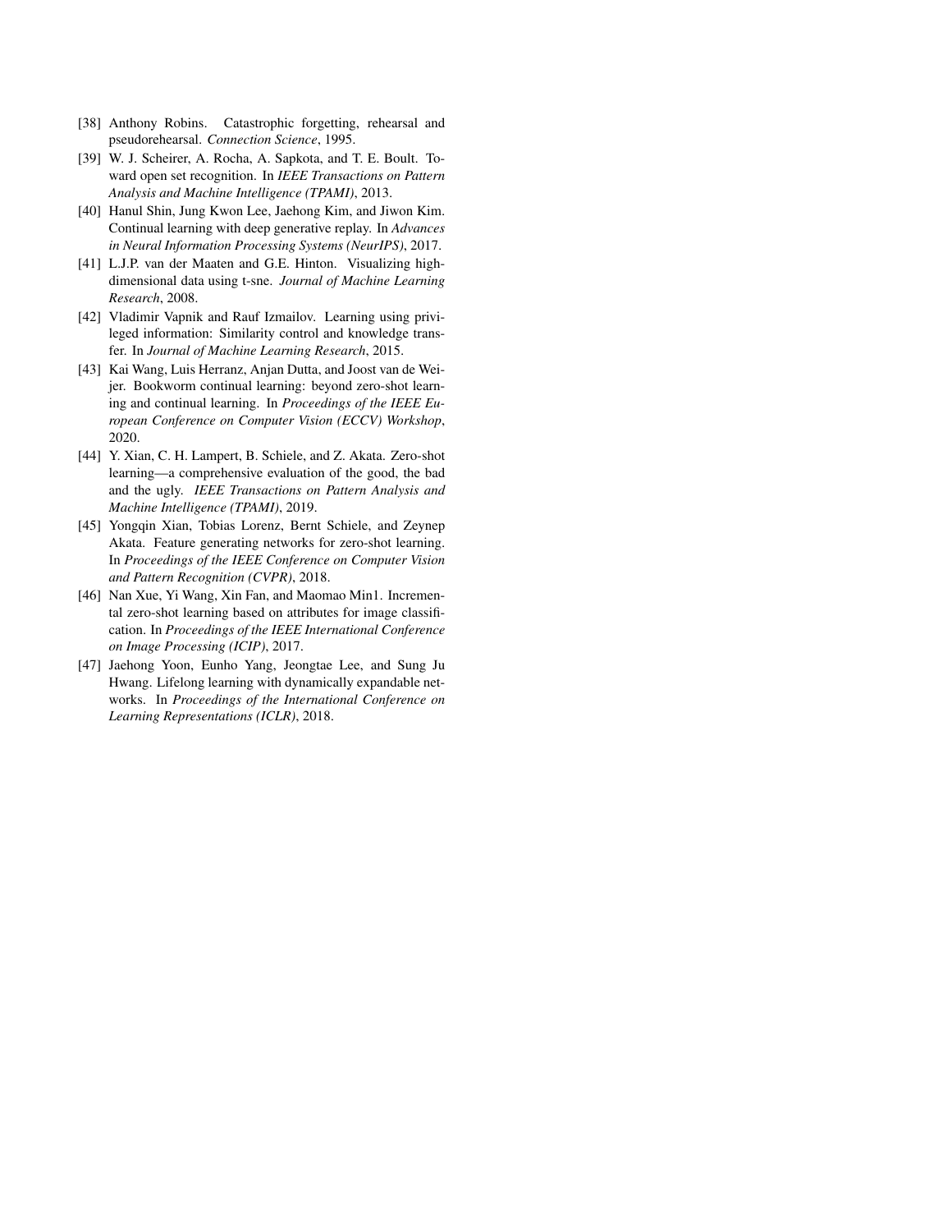[38] Anthony Robins. Catastrophic forgetting, rehearsal and pseudorehearsal. *Connection Science*, 1995.

[39] W. J. Scheirer, A. Rocha, A. Sapkota, and T. E. Boult. Toward open set recognition. In *IEEE Transactions on Pattern Analysis and Machine Intelligence (TPAMI)*, 2013.

[40] Hanul Shin, Jung Kwon Lee, Jaehong Kim, and Jiwon Kim. Continual learning with deep generative replay. In *Advances in Neural Information Processing Systems (NeurIPS)*, 2017.

[41] L.J.P. van der Maaten and G.E. Hinton. Visualizing high-dimensional data using t-sne. *Journal of Machine Learning Research*, 2008.

[42] Vladimir Vapnik and Rauf Izmailov. Learning using privileged information: Similarity control and knowledge transfer. In *Journal of Machine Learning Research*, 2015.

[43] Kai Wang, Luis Herranz, Anjan Dutta, and Joost van de Weijer. Bookworm continual learning: beyond zero-shot learning and continual learning. In *Proceedings of the IEEE European Conference on Computer Vision (ECCV) Workshop*, 2020.

[44] Y. Xian, C. H. Lampert, B. Schiele, and Z. Akata. Zero-shot learning—a comprehensive evaluation of the good, the bad and the ugly. *IEEE Transactions on Pattern Analysis and Machine Intelligence (TPAMI)*, 2019.

[45] Yongqin Xian, Tobias Lorenz, Bernt Schiele, and Zeynep Akata. Feature generating networks for zero-shot learning. In *Proceedings of the IEEE Conference on Computer Vision and Pattern Recognition (CVPR)*, 2018.

[46] Nan Xue, Yi Wang, Xin Fan, and Maomao Min1. Incremental zero-shot learning based on attributes for image classification. In *Proceedings of the IEEE International Conference on Image Processing (ICIP)*, 2017.

[47] Jaehong Yoon, Eunho Yang, Jeongtae Lee, and Sung Ju Hwang. Lifelong learning with dynamically expandable networks. In *Proceedings of the International Conference on Learning Representations (ICLR)*, 2018.